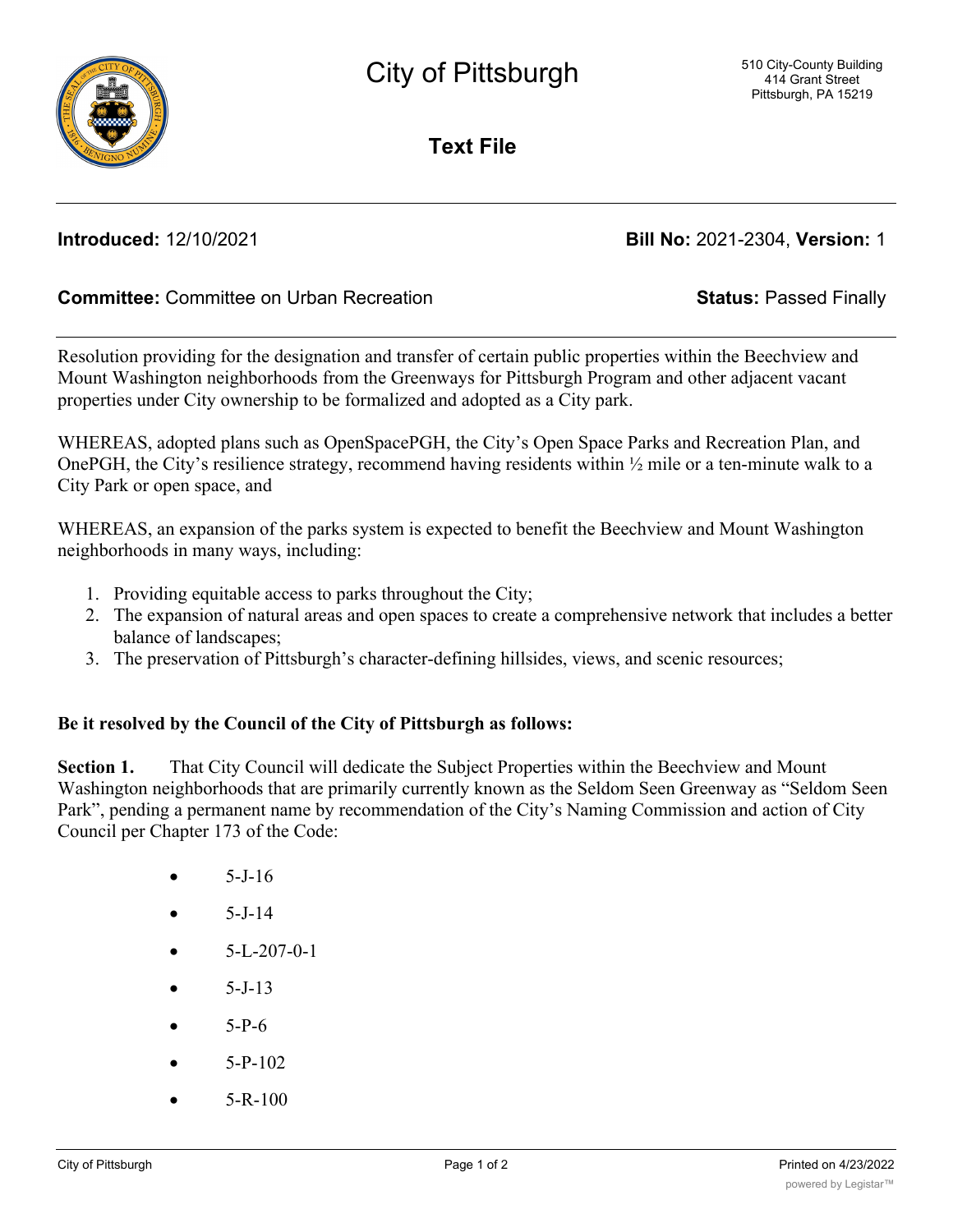# City of Pittsburgh

510 City-County Building
414 Grant Street
Pittsburgh, PA 15219

## Text File

**Introduced:** 12/10/2021 **Bill No:** 2021-2304, **Version:** 1

**Committee:** Committee on Urban Recreation **Status:** Passed Finally

Resolution providing for the designation and transfer of certain public properties within the Beechview and Mount Washington neighborhoods from the Greenways for Pittsburgh Program and other adjacent vacant properties under City ownership to be formalized and adopted as a City park.

WHEREAS, adopted plans such as OpenSpacePGH, the City's Open Space Parks and Recreation Plan, and OnePGH, the City's resilience strategy, recommend having residents within ½ mile or a ten-minute walk to a City Park or open space, and

WHEREAS, an expansion of the parks system is expected to benefit the Beechview and Mount Washington neighborhoods in many ways, including:

1. Providing equitable access to parks throughout the City;
2. The expansion of natural areas and open spaces to create a comprehensive network that includes a better balance of landscapes;
3. The preservation of Pittsburgh's character-defining hillsides, views, and scenic resources;

**Be it resolved by the Council of the City of Pittsburgh as follows:**

**Section 1.** That City Council will dedicate the Subject Properties within the Beechview and Mount Washington neighborhoods that are primarily currently known as the Seldom Seen Greenway as "Seldom Seen Park", pending a permanent name by recommendation of the City's Naming Commission and action of City Council per Chapter 173 of the Code:

- 5-J-16
- 5-J-14
- 5-L-207-0-1
- 5-J-13
- 5-P-6
- 5-P-102
- 5-R-100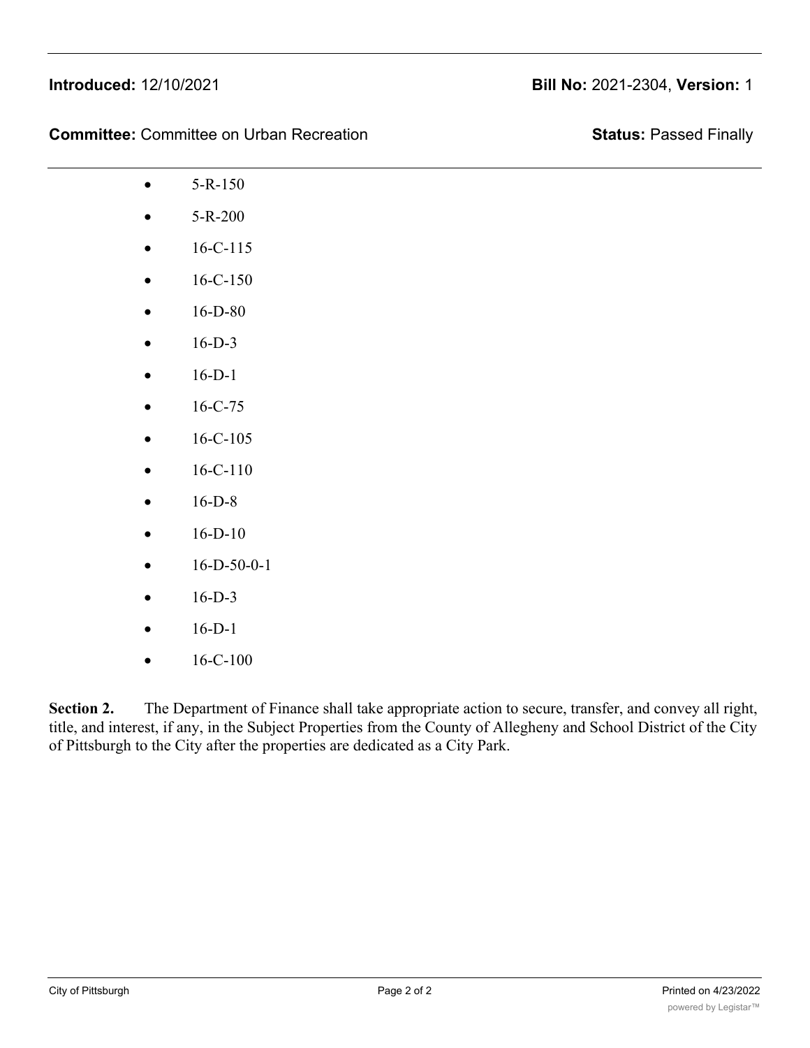- 5-R-150
- 5-R-200
- 16-C-115
- 16-C-150
- 16-D-80
- 16-D-3
- 16-D-1
- 16-C-75
- 16-C-105
- 16-C-110
- 16-D-8
- 16-D-10
- 16-D-50-0-1
- 16-D-3
- 16-D-1
- 16-C-100

**Section 2.** The Department of Finance shall take appropriate action to secure, transfer, and convey all right, title, and interest, if any, in the Subject Properties from the County of Allegheny and School District of the City of Pittsburgh to the City after the properties are dedicated as a City Park.